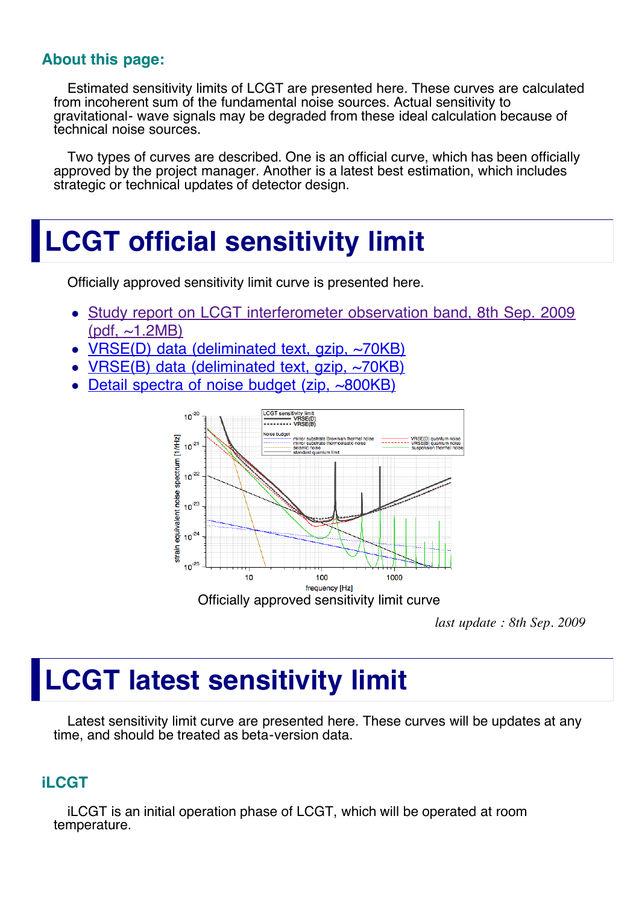### About this page:

Estimated sensitivity limits of LCGT are presented here. These curves are calculated from incoherent sum of the fundamental noise sources. Actual sensitivity to gravitational- wave signals may be degraded from these ideal calculation because of technical noise sources.

Two types of curves are described. One is an official curve, which has been officially approved by the project manager. Another is a latest best estimation, which includes strategic or technical updates of detector design.

# LCGT official sensitivity limit

Officially approved sensitivity limit curve is presented here.

- Study report on LCGT interferometer observation band, 8th Sep. 2009 (pdf, ~1.2MB)
- VRSE(D) data (deliminated text, gzip, ~70KB)
- VRSE(B) data (deliminated text, gzip, ~70KB)
- Detail spectra of noise budget (zip, ~800KB)

Officially approved sensitivity limit curve

*last update : 8th Sep. 2009*

# LCGT latest sensitivity limit

Latest sensitivity limit curve are presented here. These curves will be updates at any time, and should be treated as beta-version data.

### iLCGT

iLCGT is an initial operation phase of LCGT, which will be operated at room temperature.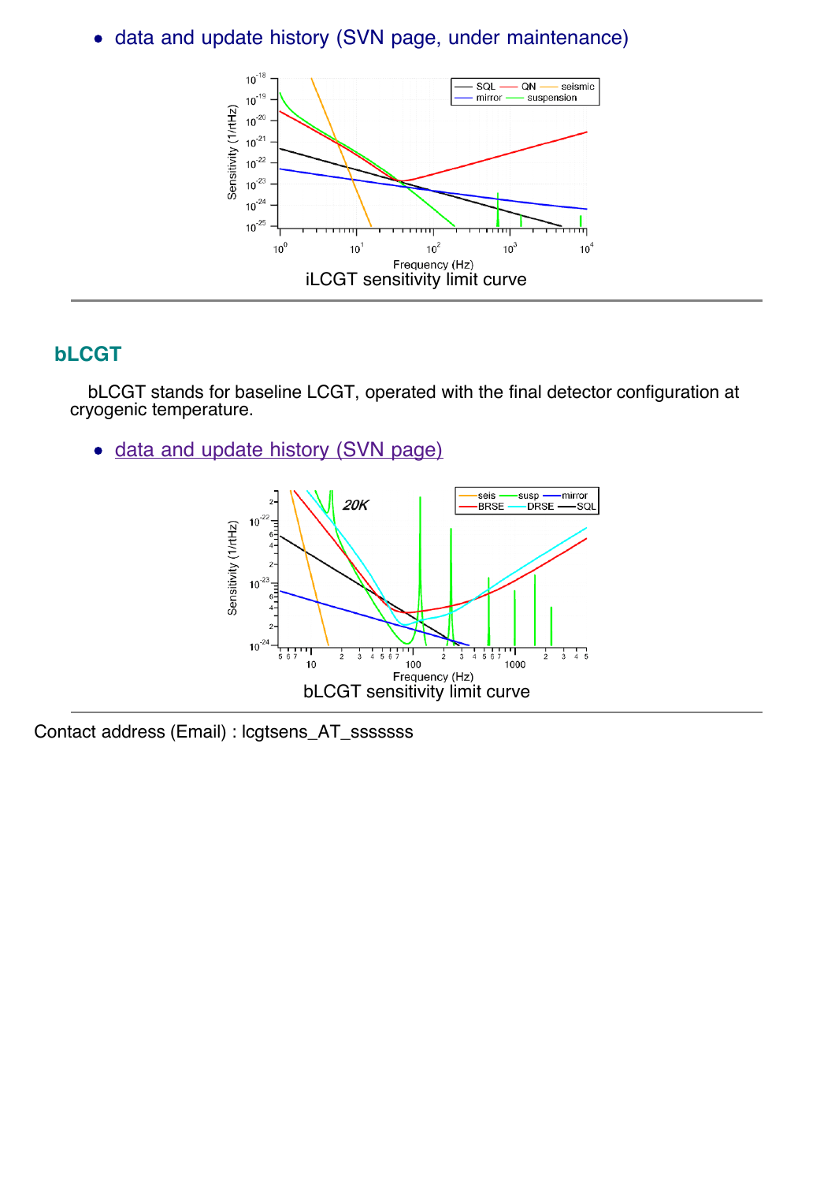- data and update history (SVN page, under maintenance)

SQL QN seismic
mirror suspension
Sensitivity (1/rtHz)
Frequency (Hz)

iLCGT sensitivity limit curve

---

## bLCGT

bLCGT stands for baseline LCGT, operated with the final detector configuration at cryogenic temperature.

- data and update history (SVN page)

20K
seis susp mirror
BRSE DRSE SQL
Sensitivity (1/rtHz)
Frequency (Hz)

bLCGT sensitivity limit curve

---

Contact address (Email) : lcgtsens_AT_sssssss